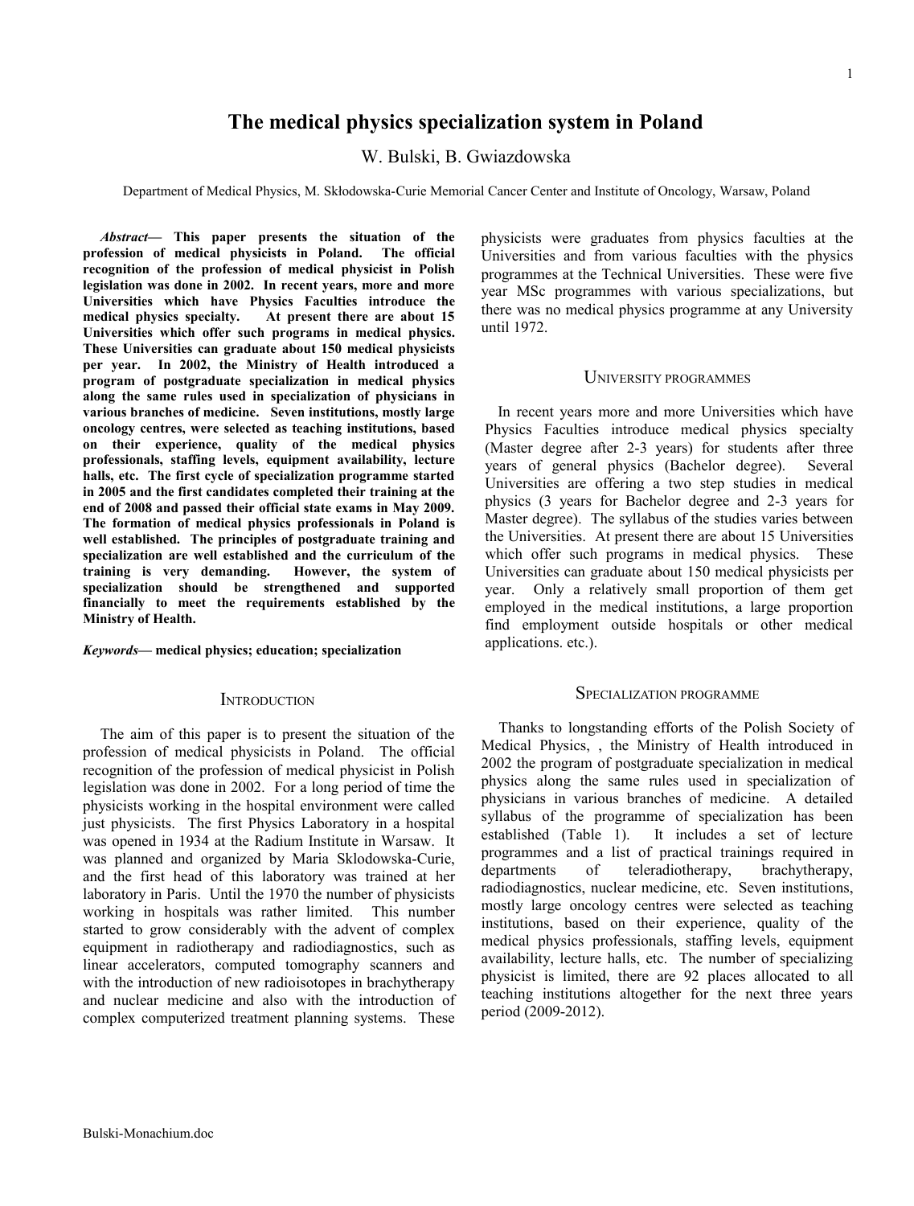# The medical physics specialization system in Poland

W. Bulski, B. Gwiazdowska

Department of Medical Physics, M. Skłodowska-Curie Memorial Cancer Center and Institute of Oncology, Warsaw, Poland

***Abstract*— This paper presents the situation of the profession of medical physicists in Poland. The official recognition of the profession of medical physicist in Polish legislation was done in 2002. In recent years, more and more Universities which have Physics Faculties introduce the medical physics specialty. At present there are about 15 Universities which offer such programs in medical physics. These Universities can graduate about 150 medical physicists per year. In 2002, the Ministry of Health introduced a program of postgraduate specialization in medical physics along the same rules used in specialization of physicians in various branches of medicine. Seven institutions, mostly large oncology centres, were selected as teaching institutions, based on their experience, quality of the medical physics professionals, staffing levels, equipment availability, lecture halls, etc. The first cycle of specialization programme started in 2005 and the first candidates completed their training at the end of 2008 and passed their official state exams in May 2009. The formation of medical physics professionals in Poland is well established. The principles of postgraduate training and specialization are well established and the curriculum of the training is very demanding. However, the system of specialization should be strengthened and supported financially to meet the requirements established by the Ministry of Health.**

***Keywords*— medical physics; education; specialization**

## Introduction

The aim of this paper is to present the situation of the profession of medical physicists in Poland. The official recognition of the profession of medical physicist in Polish legislation was done in 2002. For a long period of time the physicists working in the hospital environment were called just physicists. The first Physics Laboratory in a hospital was opened in 1934 at the Radium Institute in Warsaw. It was planned and organized by Maria Sklodowska-Curie, and the first head of this laboratory was trained at her laboratory in Paris. Until the 1970 the number of physicists working in hospitals was rather limited. This number started to grow considerably with the advent of complex equipment in radiotherapy and radiodiagnostics, such as linear accelerators, computed tomography scanners and with the introduction of new radioisotopes in brachytherapy and nuclear medicine and also with the introduction of complex computerized treatment planning systems. These physicists were graduates from physics faculties at the Universities and from various faculties with the physics programmes at the Technical Universities. These were five year MSc programmes with various specializations, but there was no medical physics programme at any University until 1972.

## University programmes

In recent years more and more Universities which have Physics Faculties introduce medical physics specialty (Master degree after 2-3 years) for students after three years of general physics (Bachelor degree). Several Universities are offering a two step studies in medical physics (3 years for Bachelor degree and 2-3 years for Master degree). The syllabus of the studies varies between the Universities. At present there are about 15 Universities which offer such programs in medical physics. These Universities can graduate about 150 medical physicists per year. Only a relatively small proportion of them get employed in the medical institutions, a large proportion find employment outside hospitals or other medical applications. etc.).

## Specialization programme

Thanks to longstanding efforts of the Polish Society of Medical Physics, , the Ministry of Health introduced in 2002 the program of postgraduate specialization in medical physics along the same rules used in specialization of physicians in various branches of medicine. A detailed syllabus of the programme of specialization has been established (Table 1). It includes a set of lecture programmes and a list of practical trainings required in departments of teleradiotherapy, brachytherapy, radiodiagnostics, nuclear medicine, etc. Seven institutions, mostly large oncology centres were selected as teaching institutions, based on their experience, quality of the medical physics professionals, staffing levels, equipment availability, lecture halls, etc. The number of specializing physicist is limited, there are 92 places allocated to all teaching institutions altogether for the next three years period (2009-2012).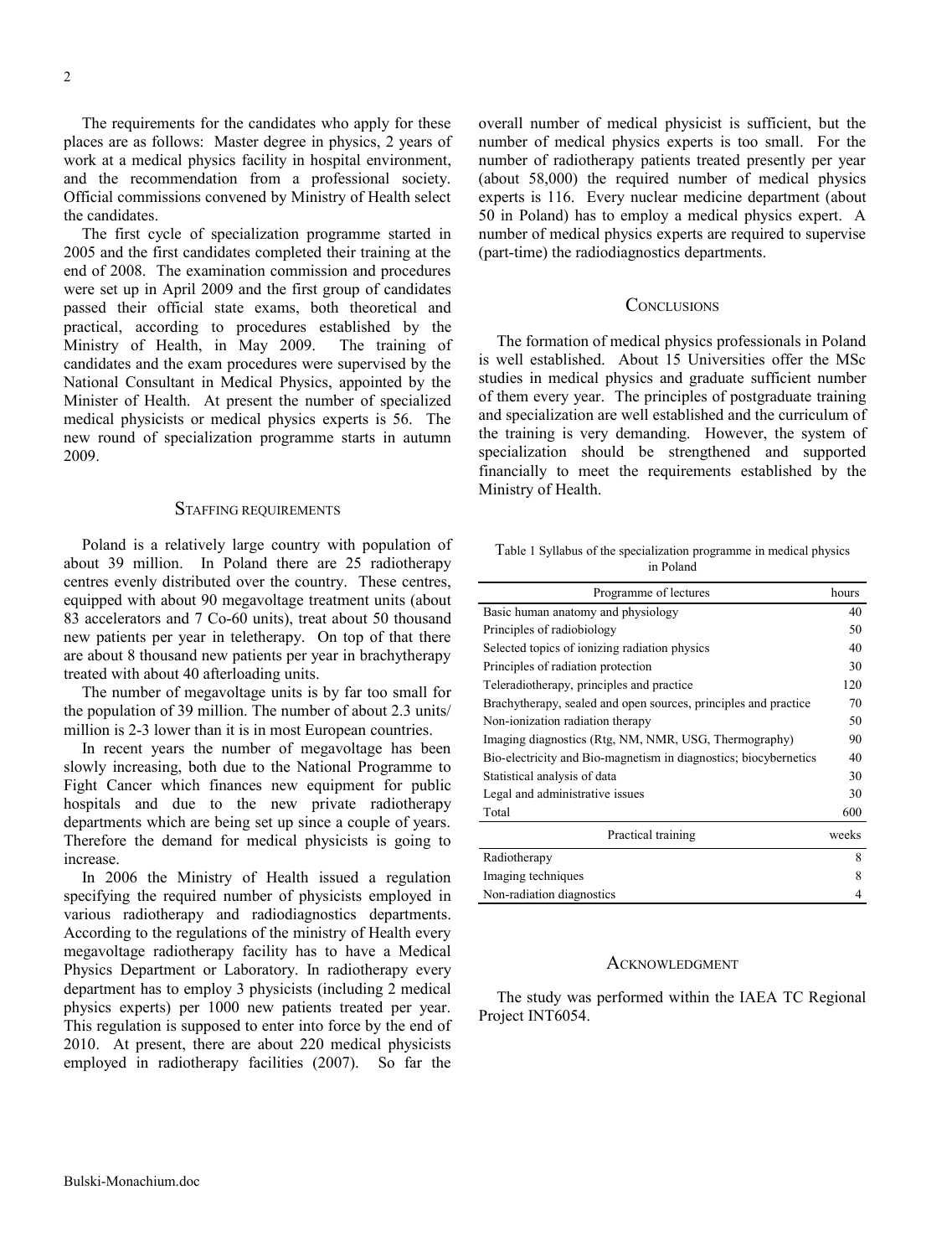The requirements for the candidates who apply for these places are as follows: Master degree in physics, 2 years of work at a medical physics facility in hospital environment, and the recommendation from a professional society. Official commissions convened by Ministry of Health select the candidates.

The first cycle of specialization programme started in 2005 and the first candidates completed their training at the end of 2008. The examination commission and procedures were set up in April 2009 and the first group of candidates passed their official state exams, both theoretical and practical, according to procedures established by the Ministry of Health, in May 2009. The training of candidates and the exam procedures were supervised by the National Consultant in Medical Physics, appointed by the Minister of Health. At present the number of specialized medical physicists or medical physics experts is 56. The new round of specialization programme starts in autumn 2009.

## Staffing requirements

Poland is a relatively large country with population of about 39 million. In Poland there are 25 radiotherapy centres evenly distributed over the country. These centres, equipped with about 90 megavoltage treatment units (about 83 accelerators and 7 Co-60 units), treat about 50 thousand new patients per year in teletherapy. On top of that there are about 8 thousand new patients per year in brachytherapy treated with about 40 afterloading units.

The number of megavoltage units is by far too small for the population of 39 million. The number of about 2.3 units/ million is 2-3 lower than it is in most European countries.

In recent years the number of megavoltage has been slowly increasing, both due to the National Programme to Fight Cancer which finances new equipment for public hospitals and due to the new private radiotherapy departments which are being set up since a couple of years. Therefore the demand for medical physicists is going to increase.

In 2006 the Ministry of Health issued a regulation specifying the required number of physicists employed in various radiotherapy and radiodiagnostics departments. According to the regulations of the ministry of Health every megavoltage radiotherapy facility has to have a Medical Physics Department or Laboratory. In radiotherapy every department has to employ 3 physicists (including 2 medical physics experts) per 1000 new patients treated per year. This regulation is supposed to enter into force by the end of 2010. At present, there are about 220 medical physicists employed in radiotherapy facilities (2007). So far the overall number of medical physicist is sufficient, but the number of medical physics experts is too small. For the number of radiotherapy patients treated presently per year (about 58,000) the required number of medical physics experts is 116. Every nuclear medicine department (about 50 in Poland) has to employ a medical physics expert. A number of medical physics experts are required to supervise (part-time) the radiodiagnostics departments.

## Conclusions

The formation of medical physics professionals in Poland is well established. About 15 Universities offer the MSc studies in medical physics and graduate sufficient number of them every year. The principles of postgraduate training and specialization are well established and the curriculum of the training is very demanding. However, the system of specialization should be strengthened and supported financially to meet the requirements established by the Ministry of Health.

Table 1 Syllabus of the specialization programme in medical physics in Poland

| Programme of lectures | hours |
|---|---|
| Basic human anatomy and physiology | 40 |
| Principles of radiobiology | 50 |
| Selected topics of ionizing radiation physics | 40 |
| Principles of radiation protection | 30 |
| Teleradiotherapy, principles and practice | 120 |
| Brachytherapy, sealed and open sources, principles and practice | 70 |
| Non-ionization radiation therapy | 50 |
| Imaging diagnostics (Rtg, NM, NMR, USG, Thermography) | 90 |
| Bio-electricity and Bio-magnetism in diagnostics; biocybernetics | 40 |
| Statistical analysis of data | 30 |
| Legal and administrative issues | 30 |
| Total | 600 |
| **Practical training** | **weeks** |
| Radiotherapy | 8 |
| Imaging techniques | 8 |
| Non-radiation diagnostics | 4 |

## Acknowledgment

The study was performed within the IAEA TC Regional Project INT6054.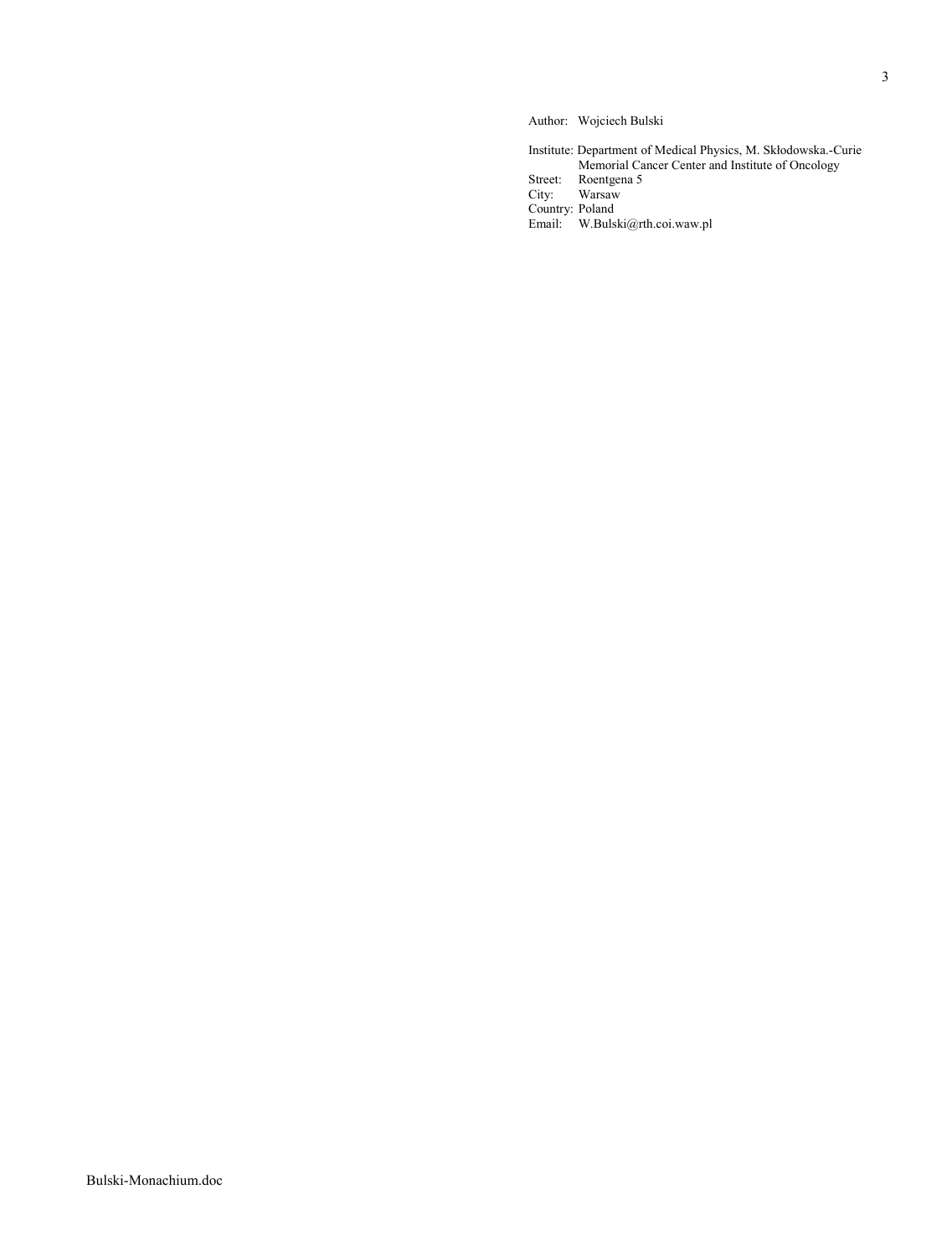Author: Wojciech Bulski

Institute: Department of Medical Physics, M. Skłodowska.-Curie Memorial Cancer Center and Institute of Oncology
Street: Roentgena 5
City: Warsaw
Country: Poland
Email: W.Bulski@rth.coi.waw.pl

Bulski-Monachium.doc